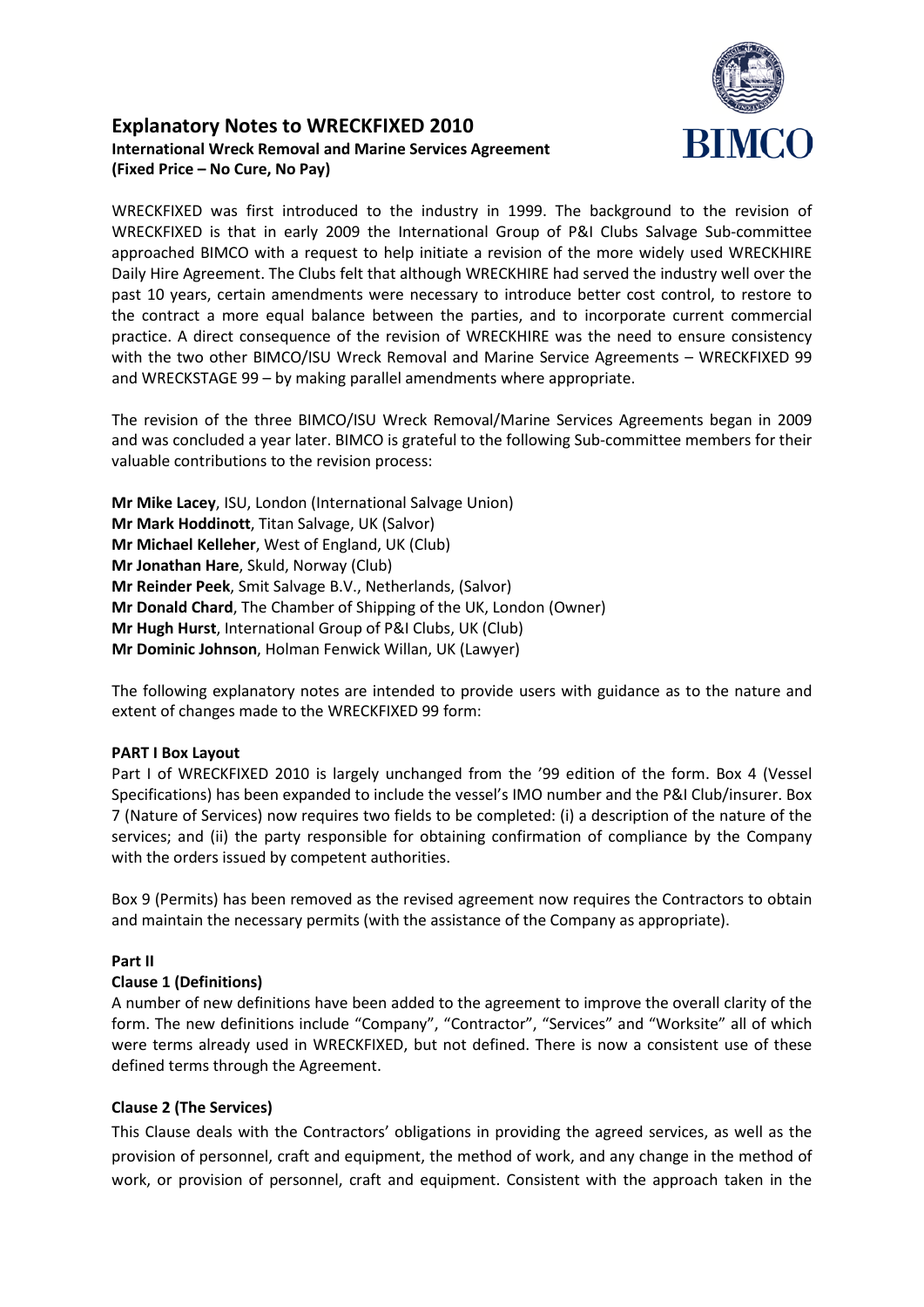# Explanatory Notes to WRECKFIXED 2010

**International Wreck Removal and Marine Services Agreement**
**(Fixed Price – No Cure, No Pay)**

WRECKFIXED was first introduced to the industry in 1999. The background to the revision of WRECKFIXED is that in early 2009 the International Group of P&I Clubs Salvage Sub-committee approached BIMCO with a request to help initiate a revision of the more widely used WRECKHIRE Daily Hire Agreement. The Clubs felt that although WRECKHIRE had served the industry well over the past 10 years, certain amendments were necessary to introduce better cost control, to restore to the contract a more equal balance between the parties, and to incorporate current commercial practice. A direct consequence of the revision of WRECKHIRE was the need to ensure consistency with the two other BIMCO/ISU Wreck Removal and Marine Service Agreements – WRECKFIXED 99 and WRECKSTAGE 99 – by making parallel amendments where appropriate.

The revision of the three BIMCO/ISU Wreck Removal/Marine Services Agreements began in 2009 and was concluded a year later. BIMCO is grateful to the following Sub-committee members for their valuable contributions to the revision process:

**Mr Mike Lacey**, ISU, London (International Salvage Union)
**Mr Mark Hoddinott**, Titan Salvage, UK (Salvor)
**Mr Michael Kelleher**, West of England, UK (Club)
**Mr Jonathan Hare**, Skuld, Norway (Club)
**Mr Reinder Peek**, Smit Salvage B.V., Netherlands, (Salvor)
**Mr Donald Chard**, The Chamber of Shipping of the UK, London (Owner)
**Mr Hugh Hurst**, International Group of P&I Clubs, UK (Club)
**Mr Dominic Johnson**, Holman Fenwick Willan, UK (Lawyer)

The following explanatory notes are intended to provide users with guidance as to the nature and extent of changes made to the WRECKFIXED 99 form:

**PART I Box Layout**

Part I of WRECKFIXED 2010 is largely unchanged from the '99 edition of the form. Box 4 (Vessel Specifications) has been expanded to include the vessel's IMO number and the P&I Club/insurer. Box 7 (Nature of Services) now requires two fields to be completed: (i) a description of the nature of the services; and (ii) the party responsible for obtaining confirmation of compliance by the Company with the orders issued by competent authorities.

Box 9 (Permits) has been removed as the revised agreement now requires the Contractors to obtain and maintain the necessary permits (with the assistance of the Company as appropriate).

**Part II**

**Clause 1 (Definitions)**

A number of new definitions have been added to the agreement to improve the overall clarity of the form. The new definitions include "Company", "Contractor", "Services" and "Worksite" all of which were terms already used in WRECKFIXED, but not defined. There is now a consistent use of these defined terms through the Agreement.

**Clause 2 (The Services)**

This Clause deals with the Contractors' obligations in providing the agreed services, as well as the provision of personnel, craft and equipment, the method of work, and any change in the method of work, or provision of personnel, craft and equipment. Consistent with the approach taken in the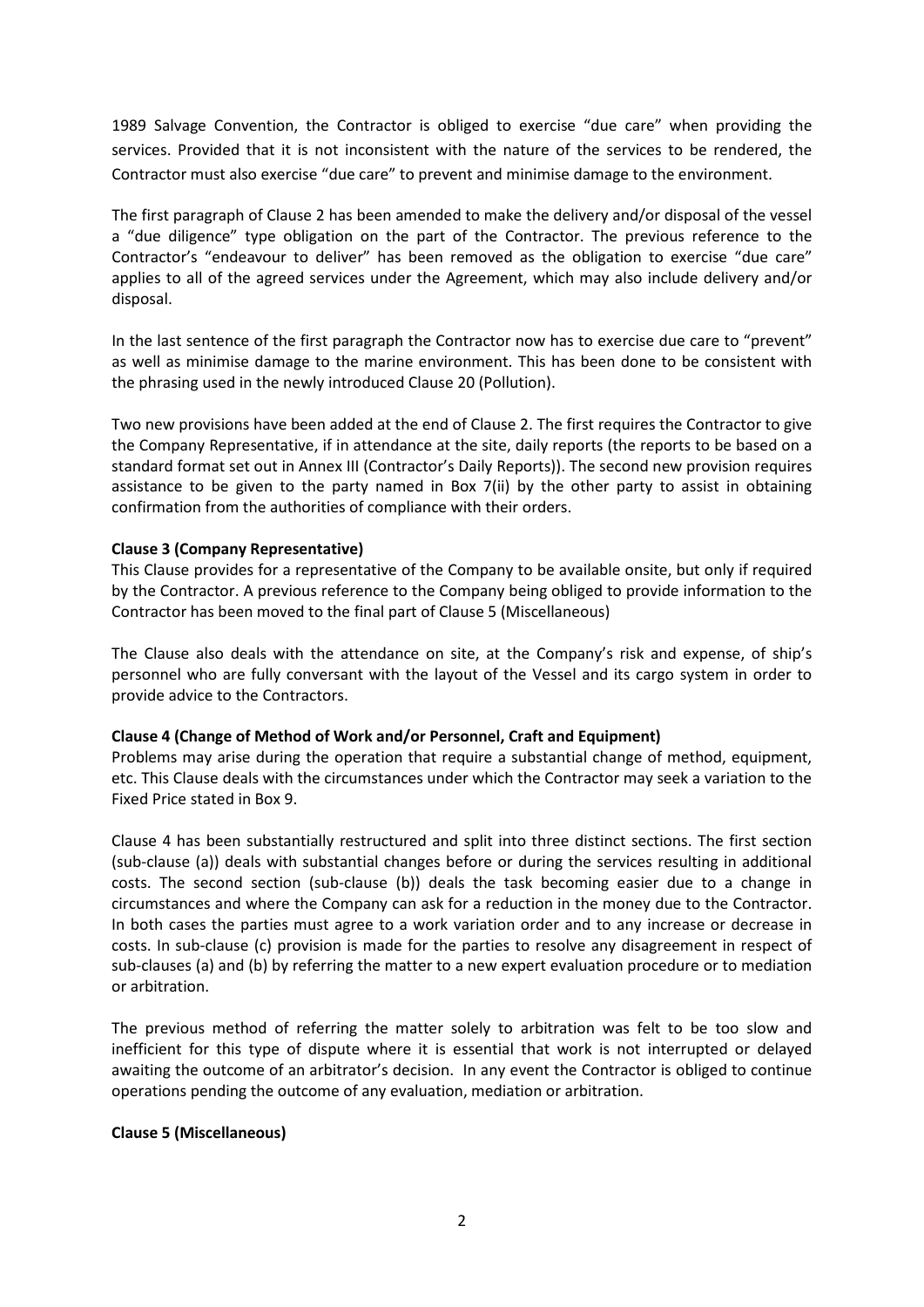1989 Salvage Convention, the Contractor is obliged to exercise "due care" when providing the services. Provided that it is not inconsistent with the nature of the services to be rendered, the Contractor must also exercise "due care" to prevent and minimise damage to the environment.

The first paragraph of Clause 2 has been amended to make the delivery and/or disposal of the vessel a "due diligence" type obligation on the part of the Contractor. The previous reference to the Contractor's "endeavour to deliver" has been removed as the obligation to exercise "due care" applies to all of the agreed services under the Agreement, which may also include delivery and/or disposal.

In the last sentence of the first paragraph the Contractor now has to exercise due care to "prevent" as well as minimise damage to the marine environment. This has been done to be consistent with the phrasing used in the newly introduced Clause 20 (Pollution).

Two new provisions have been added at the end of Clause 2. The first requires the Contractor to give the Company Representative, if in attendance at the site, daily reports (the reports to be based on a standard format set out in Annex III (Contractor's Daily Reports)). The second new provision requires assistance to be given to the party named in Box 7(ii) by the other party to assist in obtaining confirmation from the authorities of compliance with their orders.

**Clause 3 (Company Representative)**

This Clause provides for a representative of the Company to be available onsite, but only if required by the Contractor. A previous reference to the Company being obliged to provide information to the Contractor has been moved to the final part of Clause 5 (Miscellaneous)

The Clause also deals with the attendance on site, at the Company's risk and expense, of ship's personnel who are fully conversant with the layout of the Vessel and its cargo system in order to provide advice to the Contractors.

**Clause 4 (Change of Method of Work and/or Personnel, Craft and Equipment)**

Problems may arise during the operation that require a substantial change of method, equipment, etc. This Clause deals with the circumstances under which the Contractor may seek a variation to the Fixed Price stated in Box 9.

Clause 4 has been substantially restructured and split into three distinct sections. The first section (sub-clause (a)) deals with substantial changes before or during the services resulting in additional costs. The second section (sub-clause (b)) deals the task becoming easier due to a change in circumstances and where the Company can ask for a reduction in the money due to the Contractor. In both cases the parties must agree to a work variation order and to any increase or decrease in costs. In sub-clause (c) provision is made for the parties to resolve any disagreement in respect of sub-clauses (a) and (b) by referring the matter to a new expert evaluation procedure or to mediation or arbitration.

The previous method of referring the matter solely to arbitration was felt to be too slow and inefficient for this type of dispute where it is essential that work is not interrupted or delayed awaiting the outcome of an arbitrator's decision. In any event the Contractor is obliged to continue operations pending the outcome of any evaluation, mediation or arbitration.

**Clause 5 (Miscellaneous)**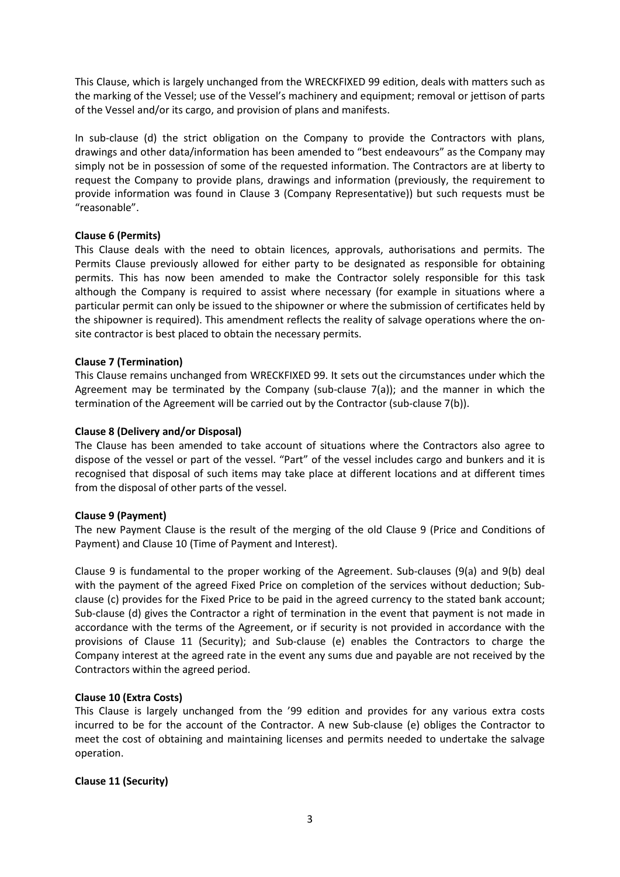This Clause, which is largely unchanged from the WRECKFIXED 99 edition, deals with matters such as the marking of the Vessel; use of the Vessel's machinery and equipment; removal or jettison of parts of the Vessel and/or its cargo, and provision of plans and manifests.

In sub-clause (d) the strict obligation on the Company to provide the Contractors with plans, drawings and other data/information has been amended to "best endeavours" as the Company may simply not be in possession of some of the requested information. The Contractors are at liberty to request the Company to provide plans, drawings and information (previously, the requirement to provide information was found in Clause 3 (Company Representative)) but such requests must be "reasonable".

**Clause 6 (Permits)**
This Clause deals with the need to obtain licences, approvals, authorisations and permits. The Permits Clause previously allowed for either party to be designated as responsible for obtaining permits. This has now been amended to make the Contractor solely responsible for this task although the Company is required to assist where necessary (for example in situations where a particular permit can only be issued to the shipowner or where the submission of certificates held by the shipowner is required). This amendment reflects the reality of salvage operations where the on-site contractor is best placed to obtain the necessary permits.

**Clause 7 (Termination)**
This Clause remains unchanged from WRECKFIXED 99. It sets out the circumstances under which the Agreement may be terminated by the Company (sub-clause 7(a)); and the manner in which the termination of the Agreement will be carried out by the Contractor (sub-clause 7(b)).

**Clause 8 (Delivery and/or Disposal)**
The Clause has been amended to take account of situations where the Contractors also agree to dispose of the vessel or part of the vessel. "Part" of the vessel includes cargo and bunkers and it is recognised that disposal of such items may take place at different locations and at different times from the disposal of other parts of the vessel.

**Clause 9 (Payment)**
The new Payment Clause is the result of the merging of the old Clause 9 (Price and Conditions of Payment) and Clause 10 (Time of Payment and Interest).

Clause 9 is fundamental to the proper working of the Agreement. Sub-clauses (9(a) and 9(b) deal with the payment of the agreed Fixed Price on completion of the services without deduction; Sub-clause (c) provides for the Fixed Price to be paid in the agreed currency to the stated bank account; Sub-clause (d) gives the Contractor a right of termination in the event that payment is not made in accordance with the terms of the Agreement, or if security is not provided in accordance with the provisions of Clause 11 (Security); and Sub-clause (e) enables the Contractors to charge the Company interest at the agreed rate in the event any sums due and payable are not received by the Contractors within the agreed period.

**Clause 10 (Extra Costs)**
This Clause is largely unchanged from the '99 edition and provides for any various extra costs incurred to be for the account of the Contractor. A new Sub-clause (e) obliges the Contractor to meet the cost of obtaining and maintaining licenses and permits needed to undertake the salvage operation.

**Clause 11 (Security)**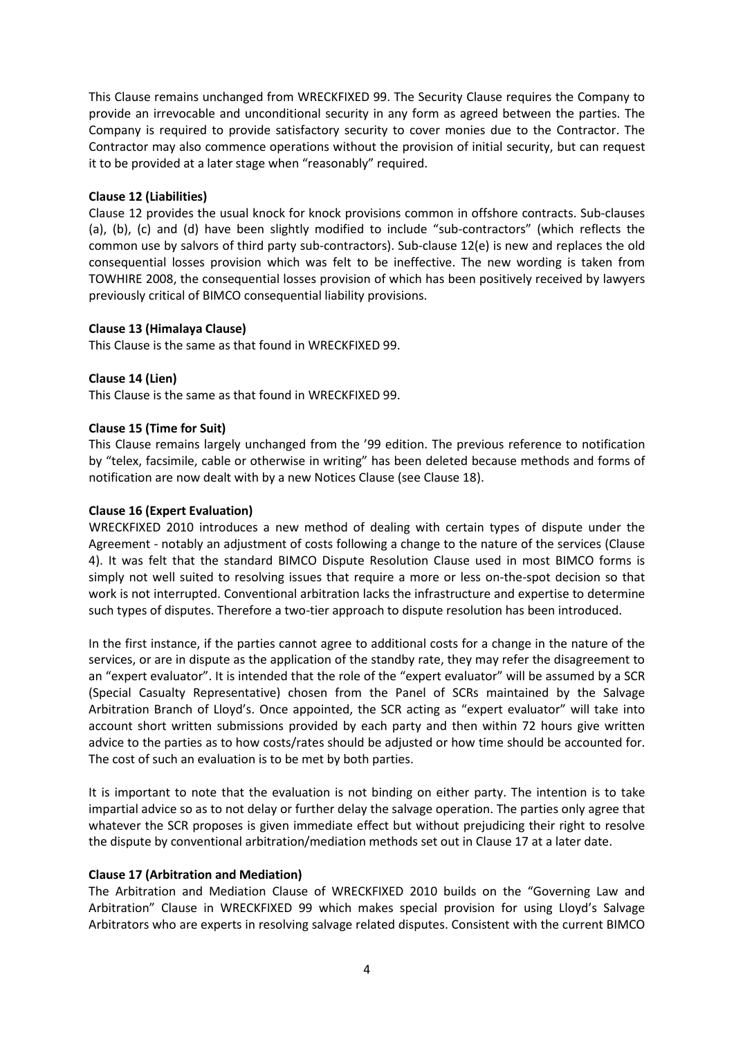This Clause remains unchanged from WRECKFIXED 99. The Security Clause requires the Company to provide an irrevocable and unconditional security in any form as agreed between the parties. The Company is required to provide satisfactory security to cover monies due to the Contractor. The Contractor may also commence operations without the provision of initial security, but can request it to be provided at a later stage when "reasonably" required.

**Clause 12 (Liabilities)**

Clause 12 provides the usual knock for knock provisions common in offshore contracts. Sub-clauses (a), (b), (c) and (d) have been slightly modified to include "sub-contractors" (which reflects the common use by salvors of third party sub-contractors). Sub-clause 12(e) is new and replaces the old consequential losses provision which was felt to be ineffective. The new wording is taken from TOWHIRE 2008, the consequential losses provision of which has been positively received by lawyers previously critical of BIMCO consequential liability provisions.

**Clause 13 (Himalaya Clause)**

This Clause is the same as that found in WRECKFIXED 99.

**Clause 14 (Lien)**

This Clause is the same as that found in WRECKFIXED 99.

**Clause 15 (Time for Suit)**

This Clause remains largely unchanged from the '99 edition. The previous reference to notification by "telex, facsimile, cable or otherwise in writing" has been deleted because methods and forms of notification are now dealt with by a new Notices Clause (see Clause 18).

**Clause 16 (Expert Evaluation)**

WRECKFIXED 2010 introduces a new method of dealing with certain types of dispute under the Agreement - notably an adjustment of costs following a change to the nature of the services (Clause 4). It was felt that the standard BIMCO Dispute Resolution Clause used in most BIMCO forms is simply not well suited to resolving issues that require a more or less on-the-spot decision so that work is not interrupted. Conventional arbitration lacks the infrastructure and expertise to determine such types of disputes. Therefore a two-tier approach to dispute resolution has been introduced.

In the first instance, if the parties cannot agree to additional costs for a change in the nature of the services, or are in dispute as the application of the standby rate, they may refer the disagreement to an "expert evaluator". It is intended that the role of the "expert evaluator" will be assumed by a SCR (Special Casualty Representative) chosen from the Panel of SCRs maintained by the Salvage Arbitration Branch of Lloyd's. Once appointed, the SCR acting as "expert evaluator" will take into account short written submissions provided by each party and then within 72 hours give written advice to the parties as to how costs/rates should be adjusted or how time should be accounted for. The cost of such an evaluation is to be met by both parties.

It is important to note that the evaluation is not binding on either party. The intention is to take impartial advice so as to not delay or further delay the salvage operation. The parties only agree that whatever the SCR proposes is given immediate effect but without prejudicing their right to resolve the dispute by conventional arbitration/mediation methods set out in Clause 17 at a later date.

**Clause 17 (Arbitration and Mediation)**

The Arbitration and Mediation Clause of WRECKFIXED 2010 builds on the "Governing Law and Arbitration" Clause in WRECKFIXED 99 which makes special provision for using Lloyd's Salvage Arbitrators who are experts in resolving salvage related disputes. Consistent with the current BIMCO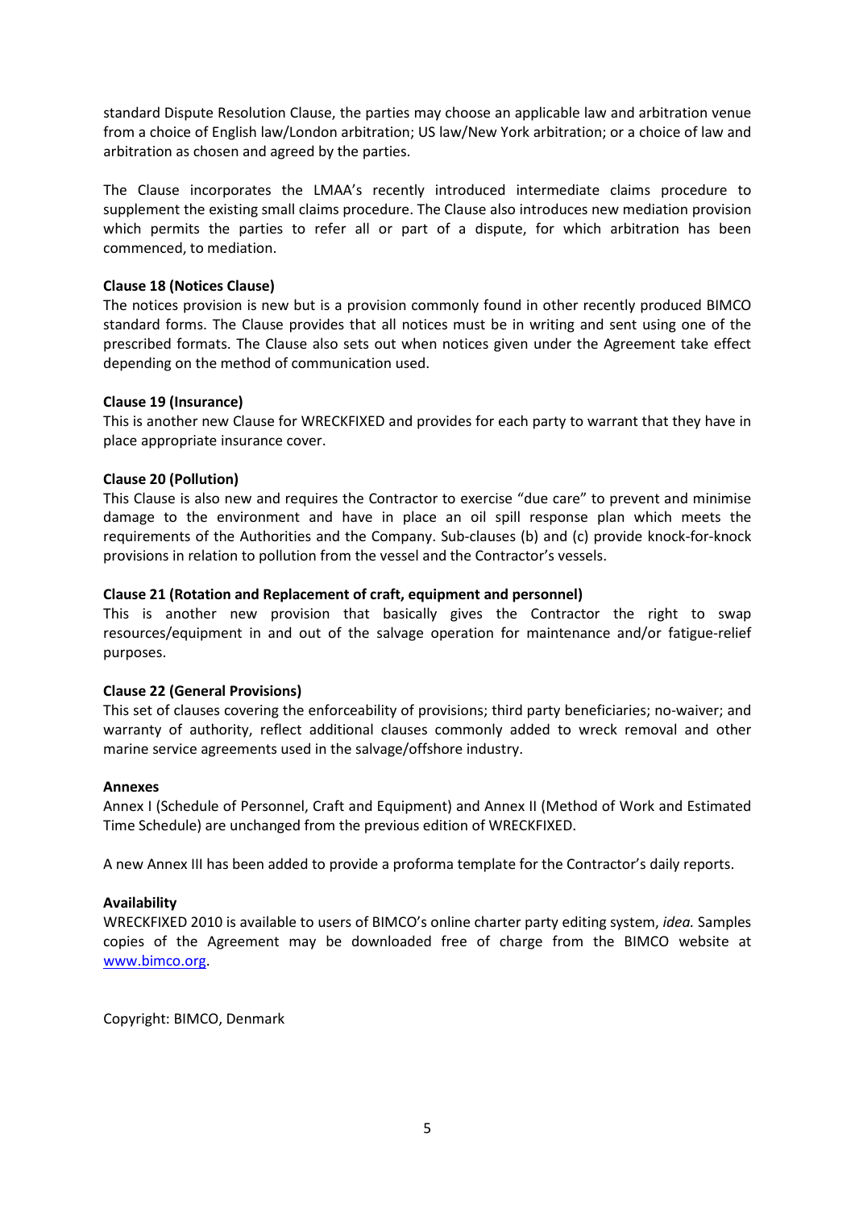standard Dispute Resolution Clause, the parties may choose an applicable law and arbitration venue from a choice of English law/London arbitration; US law/New York arbitration; or a choice of law and arbitration as chosen and agreed by the parties.

The Clause incorporates the LMAA's recently introduced intermediate claims procedure to supplement the existing small claims procedure. The Clause also introduces new mediation provision which permits the parties to refer all or part of a dispute, for which arbitration has been commenced, to mediation.

**Clause 18 (Notices Clause)**
The notices provision is new but is a provision commonly found in other recently produced BIMCO standard forms. The Clause provides that all notices must be in writing and sent using one of the prescribed formats. The Clause also sets out when notices given under the Agreement take effect depending on the method of communication used.

**Clause 19 (Insurance)**
This is another new Clause for WRECKFIXED and provides for each party to warrant that they have in place appropriate insurance cover.

**Clause 20 (Pollution)**
This Clause is also new and requires the Contractor to exercise "due care" to prevent and minimise damage to the environment and have in place an oil spill response plan which meets the requirements of the Authorities and the Company. Sub-clauses (b) and (c) provide knock-for-knock provisions in relation to pollution from the vessel and the Contractor's vessels.

**Clause 21 (Rotation and Replacement of craft, equipment and personnel)**
This is another new provision that basically gives the Contractor the right to swap resources/equipment in and out of the salvage operation for maintenance and/or fatigue-relief purposes.

**Clause 22 (General Provisions)**
This set of clauses covering the enforceability of provisions; third party beneficiaries; no-waiver; and warranty of authority, reflect additional clauses commonly added to wreck removal and other marine service agreements used in the salvage/offshore industry.

**Annexes**
Annex I (Schedule of Personnel, Craft and Equipment) and Annex II (Method of Work and Estimated Time Schedule) are unchanged from the previous edition of WRECKFIXED.

A new Annex III has been added to provide a proforma template for the Contractor's daily reports.

**Availability**
WRECKFIXED 2010 is available to users of BIMCO's online charter party editing system, *idea.* Samples copies of the Agreement may be downloaded free of charge from the BIMCO website at www.bimco.org.

Copyright: BIMCO, Denmark